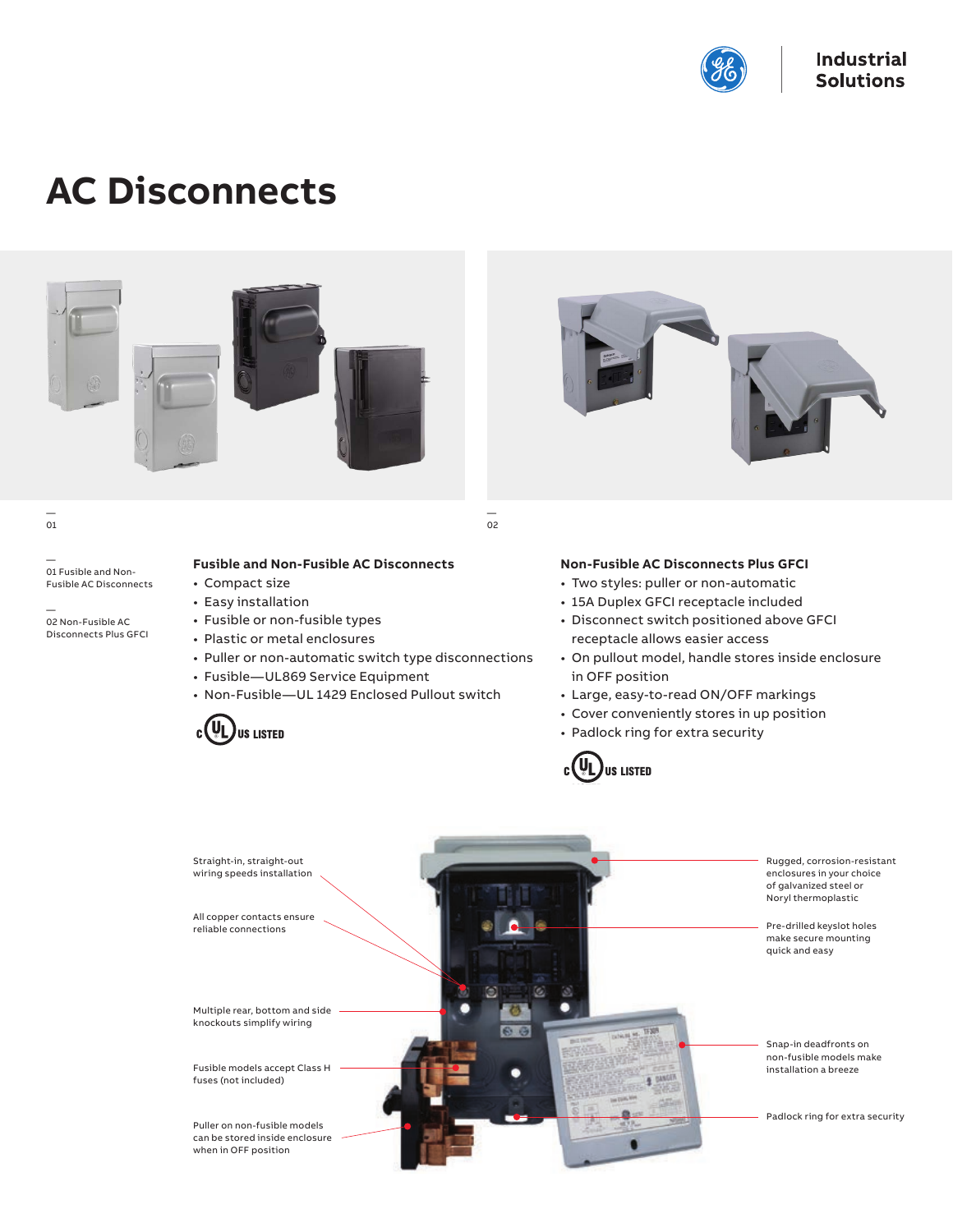# AC Disconnects

01

02

01 Fusible and Non-Fusible AC Disconnects

02 Non-Fusible AC Disconnects Plus GFCI

**Fusible and Non-Fusible AC Disconnects**

- Compact size
- Easy installation
- Fusible or non-fusible types
- Plastic or metal enclosures
- Puller or non-automatic switch type disconnections
- Fusible—UL869 Service Equipment
- Non-Fusible—UL 1429 Enclosed Pullout switch

c UL US LISTED

**Non-Fusible AC Disconnects Plus GFCI**

- Two styles: puller or non-automatic
- 15A Duplex GFCI receptacle included
- Disconnect switch positioned above GFCI receptacle allows easier access
- On pullout model, handle stores inside enclosure in OFF position
- Large, easy-to-read ON/OFF markings
- Cover conveniently stores in up position
- Padlock ring for extra security

c UL US LISTED

Straight-in, straight-out wiring speeds installation

All copper contacts ensure reliable connections

Multiple rear, bottom and side knockouts simplify wiring

Fusible models accept Class H fuses (not included)

Puller on non-fusible models can be stored inside enclosure when in OFF position

Rugged, corrosion-resistant enclosures in your choice of galvanized steel or Noryl thermoplastic

Pre-drilled keyslot holes make secure mounting quick and easy

Snap-in deadfronts on non-fusible models make installation a breeze

Padlock ring for extra security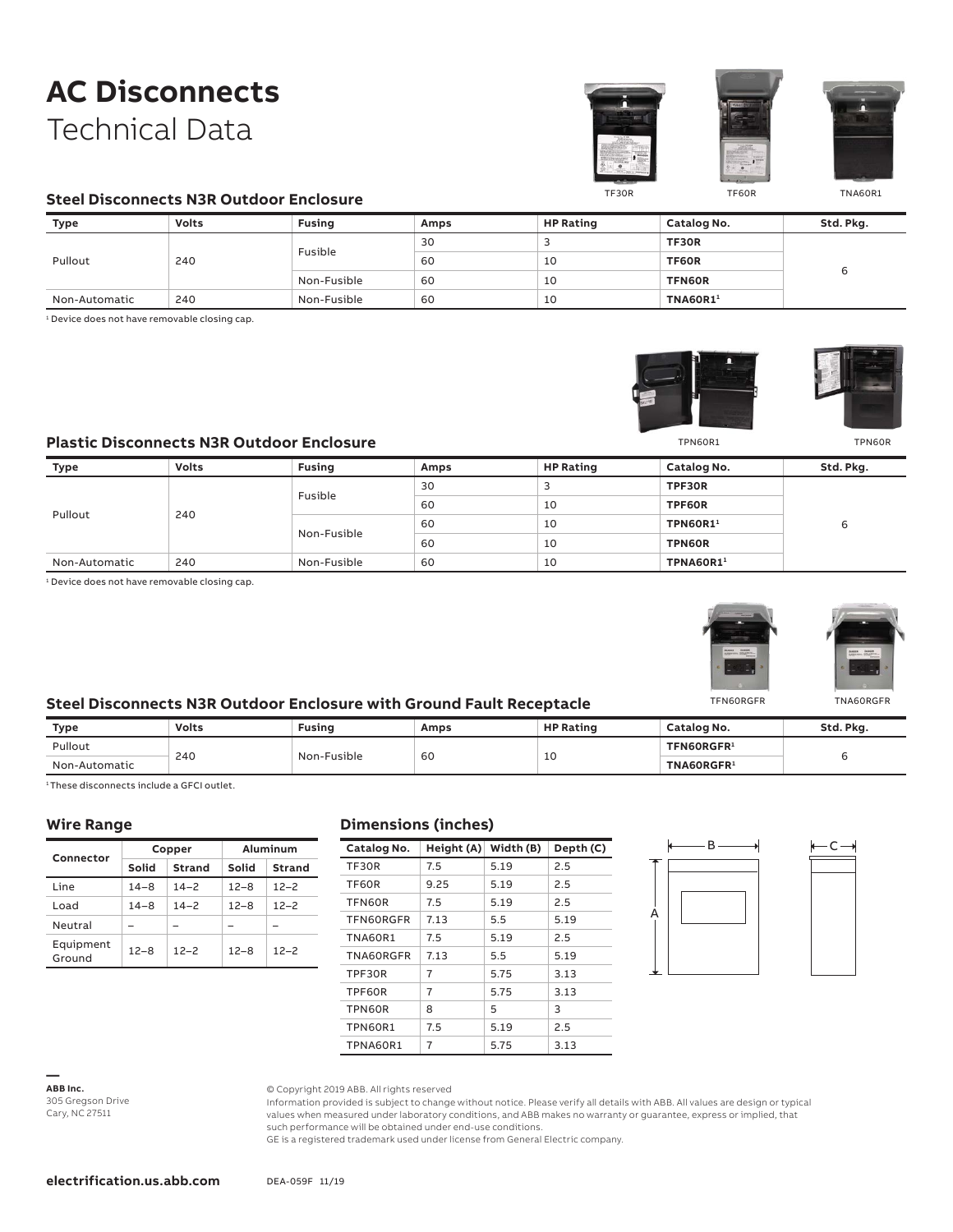# AC Disconnects

Technical Data

TF30R TF60R TNA60R1

### Steel Disconnects N3R Outdoor Enclosure

| Type | Volts | Fusing | Amps | HP Rating | Catalog No. | Std. Pkg. |
|---|---|---|---|---|---|---|
| Pullout | 240 | Fusible | 30 | 3 | **TF30R** | 6 |
| | | | 60 | 10 | **TF60R** | |
| | | Non-Fusible | 60 | 10 | **TFN60R** | |
| Non-Automatic | 240 | Non-Fusible | 60 | 10 | **TNA60R1**[1] | |

[1] Device does not have removable closing cap.

TPN60R1 TPN60R

### Plastic Disconnects N3R Outdoor Enclosure

| Type | Volts | Fusing | Amps | HP Rating | Catalog No. | Std. Pkg. |
|---|---|---|---|---|---|---|
| Pullout | 240 | Fusible | 30 | 3 | **TPF30R** | 6 |
| | | | 60 | 10 | **TPF60R** | |
| | | Non-Fusible | 60 | 10 | **TPN60R1**[1] | |
| | | | 60 | 10 | **TPN60R** | |
| Non-Automatic | 240 | Non-Fusible | 60 | 10 | **TPNA60R1**[1] | |

[1] Device does not have removable closing cap.

TFN60RGFR TNA60RGFR

### Steel Disconnects N3R Outdoor Enclosure with Ground Fault Receptacle

| Type | Volts | Fusing | Amps | HP Rating | Catalog No. | Std. Pkg. |
|---|---|---|---|---|---|---|
| Pullout | 240 | Non-Fusible | 60 | 10 | **TFN60RGFR**[1] | 6 |
| Non-Automatic | | | | | **TNA60RGFR**[1] | |

[1] These disconnects include a GFCI outlet.

### Wire Range

| Connector | Copper | | Aluminum | |
|---|---|---|---|---|
| | Solid | Strand | Solid | Strand |
| Line | 14–8 | 14–2 | 12–8 | 12–2 |
| Load | 14–8 | 14–2 | 12–8 | 12–2 |
| Neutral | – | – | – | – |
| Equipment Ground | 12–8 | 12–2 | 12–8 | 12–2 |

### Dimensions (inches)

| Catalog No. | Height (A) | Width (B) | Depth (C) |
|---|---|---|---|
| TF30R | 7.5 | 5.19 | 2.5 |
| TF60R | 9.25 | 5.19 | 2.5 |
| TFN60R | 7.5 | 5.19 | 2.5 |
| TFN60RGFR | 7.13 | 5.5 | 5.19 |
| TNA60R1 | 7.5 | 5.19 | 2.5 |
| TNA60RGFR | 7.13 | 5.5 | 5.19 |
| TPF30R | 7 | 5.75 | 3.13 |
| TPF60R | 7 | 5.75 | 3.13 |
| TPN60R | 8 | 5 | 3 |
| TPN60R1 | 7.5 | 5.19 | 2.5 |
| TPNA60R1 | 7 | 5.75 | 3.13 |

B

A

C

—
**ABB Inc.**
305 Gregson Drive
Cary, NC 27511

© Copyright 2019 ABB. All rights reserved
Information provided is subject to change without notice. Please verify all details with ABB. All values are design or typical values when measured under laboratory conditions, and ABB makes no warranty or guarantee, express or implied, that such performance will be obtained under end-use conditions.
GE is a registered trademark used under license from General Electric company.

**electrification.us.abb.com**

DEA-059F 11/19